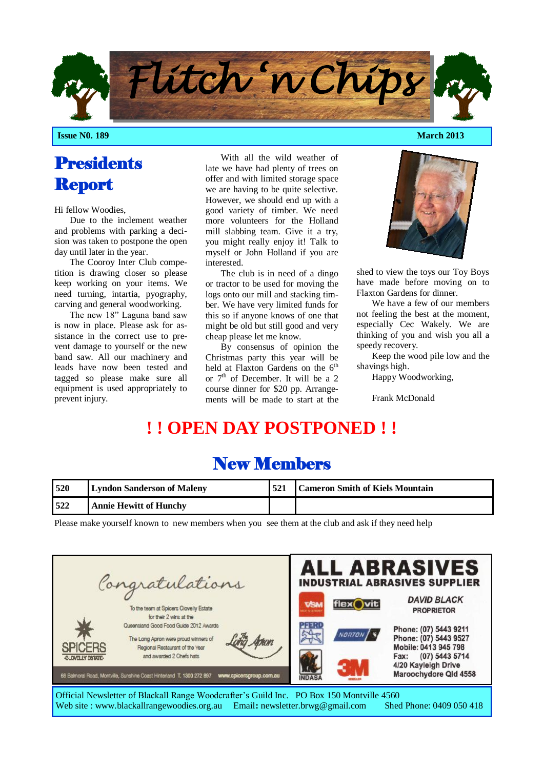# Flitch 'n Chips

**Issue N0. 189** **March 2013**

## Presidents Report

Hi fellow Woodies,

Due to the inclement weather and problems with parking a decision was taken to postpone the open day until later in the year.

The Cooroy Inter Club competition is drawing closer so please keep working on your items. We need turning, intartia, pyography, carving and general woodworking.

The new 18" Laguna band saw is now in place. Please ask for assistance in the correct use to prevent damage to yourself or the new band saw. All our machinery and leads have now been tested and tagged so please make sure all equipment is used appropriately to prevent injury.

With all the wild weather of late we have had plenty of trees on offer and with limited storage space we are having to be quite selective. However, we should end up with a good variety of timber. We need more volunteers for the Holland mill slabbing team. Give it a try, you might really enjoy it! Talk to myself or John Holland if you are interested.

The club is in need of a dingo or tractor to be used for moving the logs onto our mill and stacking timber. We have very limited funds for this so if anyone knows of one that might be old but still good and very cheap please let me know.

By consensus of opinion the Christmas party this year will be held at Flaxton Gardens on the 6th or 7th of December. It will be a 2 course dinner for $20 pp. Arrangements will be made to start at the shed to view the toys our Toy Boys have made before moving on to Flaxton Gardens for dinner.

We have a few of our members not feeling the best at the moment, especially Cec Wakely. We are thinking of you and wish you all a speedy recovery.

Keep the wood pile low and the shavings high.

Happy Woodworking,

Frank McDonald

# ! ! OPEN DAY POSTPONED ! !

## New Members

| | | | |
|---|---|---|---|
| **520** | **Lyndon Sanderson of Maleny** | **521** | **Cameron Smith of Kiels Mountain** |
| **522** | **Annie Hewitt of Hunchy** | | |

Please make yourself known to new members when you see them at the club and ask if they need help

Congratulations

To the team at Spicers Clovelly Estate for their 2 wins at the Queensland Good Food Guide 2012 Awards

The Long Apron were proud winners of Regional Restaurant of the Year and awarded 2 Chefs hats

SPICERS CLOVELLY ESTATE — Long Apron

68 Balmoral Road, Montville, Sunshine Coast Hinterland T. 1300 272 897 www.spicersgroup.com.au

**ALL ABRASIVES**
**INDUSTRIAL ABRASIVES SUPPLIER**

VSM · flexOvit · PFERD · NORTON · INDASA · 3M

*DAVID BLACK*
PROPRIETOR

Phone: (07) 5443 9211
Phone: (07) 5443 9527
Mobile: 0413 945 798
Fax: (07) 5443 5714
4/20 Kayleigh Drive
Maroochydore Qld 4558

Official Newsletter of Blackall Range Woodcrafter's Guild Inc. PO Box 150 Montville 4560
Web site : www.blackallrangewoodies.org.au Email: newsletter.brwg@gmail.com Shed Phone: 0409 050 418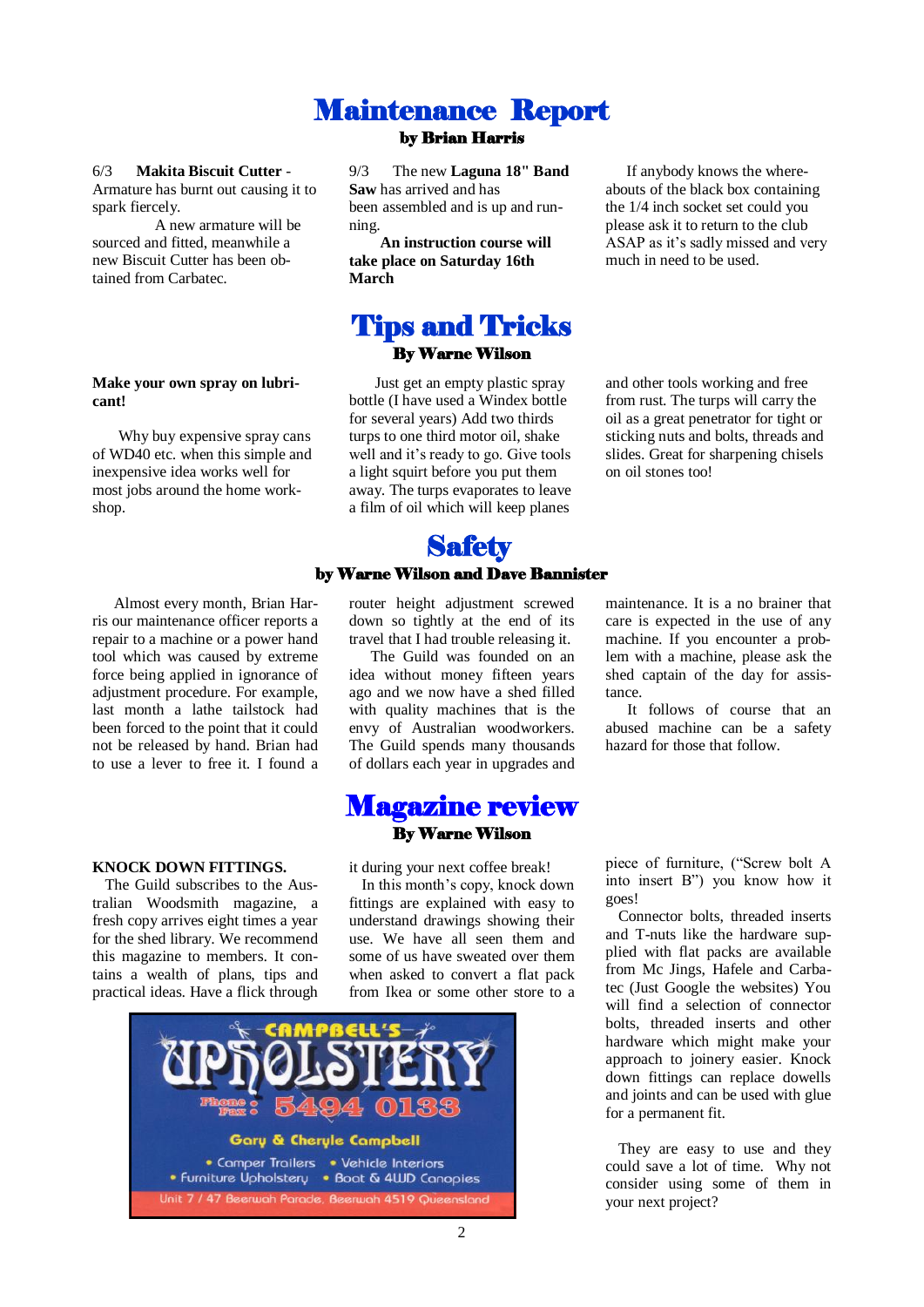# Maintenance Report

**by Brian Harris**

6/3 **Makita Biscuit Cutter** - Armature has burnt out causing it to spark fiercely.

A new armature will be sourced and fitted, meanwhile a new Biscuit Cutter has been obtained from Carbatec.

9/3 The new **Laguna 18" Band Saw** has arrived and has been assembled and is up and running.

**An instruction course will take place on Saturday 16th March**

If anybody knows the whereabouts of the black box containing the 1/4 inch socket set could you please ask it to return to the club ASAP as it's sadly missed and very much in need to be used.

# Tips and Tricks

**By Warne Wilson**

**Make your own spray on lubricant!**

Why buy expensive spray cans of WD40 etc. when this simple and inexpensive idea works well for most jobs around the home workshop.

Just get an empty plastic spray bottle (I have used a Windex bottle for several years) Add two thirds turps to one third motor oil, shake well and it's ready to go. Give tools a light squirt before you put them away. The turps evaporates to leave a film of oil which will keep planes and other tools working and free from rust. The turps will carry the oil as a great penetrator for tight or sticking nuts and bolts, threads and slides. Great for sharpening chisels on oil stones too!

# Safety

**by Warne Wilson and Dave Bannister**

Almost every month, Brian Harris our maintenance officer reports a repair to a machine or a power hand tool which was caused by extreme force being applied in ignorance of adjustment procedure. For example, last month a lathe tailstock had been forced to the point that it could not be released by hand. Brian had to use a lever to free it. I found a router height adjustment screwed down so tightly at the end of its travel that I had trouble releasing it.

The Guild was founded on an idea without money fifteen years ago and we now have a shed filled with quality machines that is the envy of Australian woodworkers. The Guild spends many thousands of dollars each year in upgrades and maintenance. It is a no brainer that care is expected in the use of any machine. If you encounter a problem with a machine, please ask the shed captain of the day for assistance.

It follows of course that an abused machine can be a safety hazard for those that follow.

# Magazine review

**By Warne Wilson**

**KNOCK DOWN FITTINGS.**

The Guild subscribes to the Australian Woodsmith magazine, a fresh copy arrives eight times a year for the shed library. We recommend this magazine to members. It contains a wealth of plans, tips and practical ideas. Have a flick through it during your next coffee break!

In this month's copy, knock down fittings are explained with easy to understand drawings showing their use. We have all seen them and some of us have sweated over them when asked to convert a flat pack from Ikea or some other store to a piece of furniture, ("Screw bolt A into insert B") you know how it goes!

Connector bolts, threaded inserts and T-nuts like the hardware supplied with flat packs are available from Mc Jings, Hafele and Carbatec (Just Google the websites) You will find a selection of connector bolts, threaded inserts and other hardware which might make your approach to joinery easier. Knock down fittings can replace dowells and joints and can be used with glue for a permanent fit.

They are easy to use and they could save a lot of time. Why not consider using some of them in your next project?

CAMPBELL'S UPHOLSTERY
Phone Fax: 5494 0133
Gary & Cheryle Campbell
• Camper Trailers • Vehicle Interiors
• Furniture Upholstery • Boat & 4WD Canopies
Unit 7 / 47 Beerwah Parade, Beerwah 4519 Queensland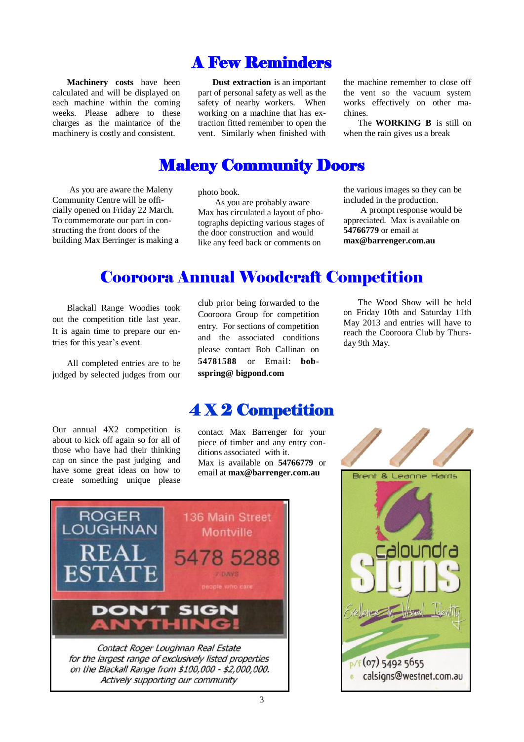# A Few Reminders

**Machinery costs** have been calculated and will be displayed on each machine within the coming weeks. Please adhere to these charges as the maintance of the machinery is costly and consistent.

**Dust extraction** is an important part of personal safety as well as the safety of nearby workers. When working on a machine that has extraction fitted remember to open the vent. Similarly when finished with the machine remember to close off the vent so the vacuum system works effectively on other machines.

The **WORKING B** is still on when the rain gives us a break

# Maleny Community Doors

As you are aware the Maleny Community Centre will be officially opened on Friday 22 March. To commemorate our part in constructing the front doors of the building Max Berringer is making a photo book.

As you are probably aware Max has circulated a layout of photographs depicting various stages of the door construction and would like any feed back or comments on the various images so they can be included in the production.

A prompt response would be appreciated. Max is available on **54766779** or email at **max@barrenger.com.au**

# Cooroora Annual Woodcraft Competition

Blackall Range Woodies took out the competition title last year. It is again time to prepare our entries for this year's event.

All completed entries are to be judged by selected judges from our club prior being forwarded to the Cooroora Group for competition entry. For sections of competition and the associated conditions please contact Bob Callinan on **54781588** or Email: **bobsspring@ bigpond.com**

The Wood Show will be held on Friday 10th and Saturday 11th May 2013 and entries will have to reach the Cooroora Club by Thursday 9th May.

# 4 X 2 Competition

Our annual 4X2 competition is about to kick off again so for all of those who have had their thinking cap on since the past judging and have some great ideas on how to create something unique please contact Max Barrenger for your piece of timber and any entry conditions associated with it.

Max is available on **54766779** or email at **max@barrenger.com.au**

ROGER LOUGHNAN REAL ESTATE

136 Main Street Montville

5478 5288

7 DAYS

people who care

DON'T SIGN ANYTHING!

*Contact Roger Loughnan Real Estate for the largest range of exclusively listed properties on the Blackall Range from $100,000 - $2,000,000. Actively supporting our community*

Brent & Leanne Harris

Caloundra Signs

Excellence in Visual Identity

p/f (07) 5492 5655

e calsigns@westnet.com.au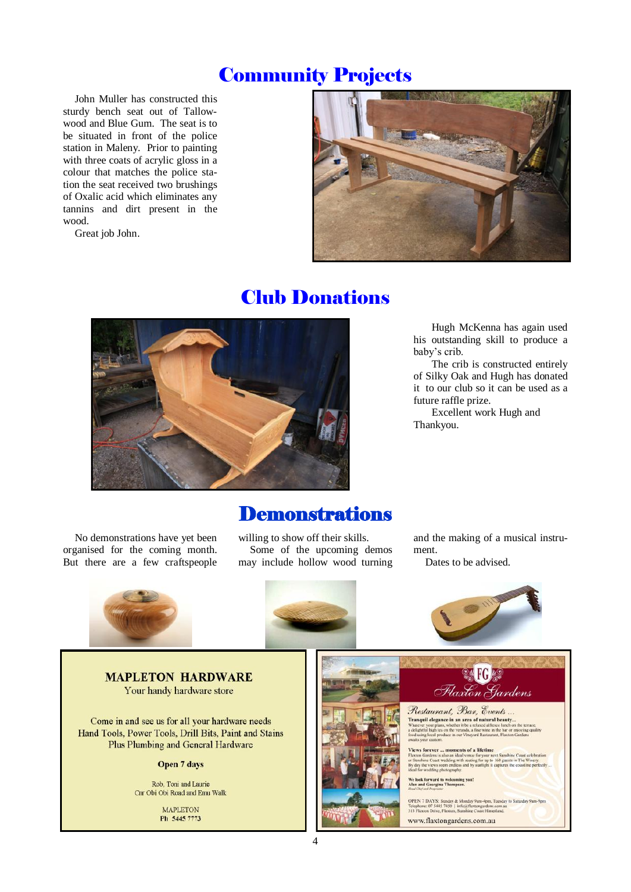# Community Projects

John Muller has constructed this sturdy bench seat out of Tallow-wood and Blue Gum. The seat is to be situated in front of the police station in Maleny. Prior to painting with three coats of acrylic gloss in a colour that matches the police station the seat received two brushings of Oxalic acid which eliminates any tannins and dirt present in the wood.

Great job John.

# Club Donations

Hugh McKenna has again used his outstanding skill to produce a baby's crib.

The crib is constructed entirely of Silky Oak and Hugh has donated it to our club so it can be used as a future raffle prize.

Excellent work Hugh and Thankyou.

# Demonstrations

No demonstrations have yet been organised for the coming month. But there are a few craftspeople willing to show off their skills.

Some of the upcoming demos may include hollow wood turning and the making of a musical instrument.

Dates to be advised.

**MAPLETON HARDWARE**
Your handy hardware store

Come in and see us for all your hardware needs
Hand Tools, Power Tools, Drill Bits, Paint and Stains
Plus Plumbing and General Hardware

**Open 7 days**

Rob, Toni and Laurie
Cnr Obi Obi Road and Emu Walk

MAPLETON
Ph 5445 7773

**Flaxton Gardens**

*Restaurant, Bar, Events ...*

**Tranquil elegance in an area of natural beauty...**
Whatever your plans, whether it be a relaxed alfresco lunch on the terrace, a delightful high tea on the veranda, a fine wine in the bar or enjoying quality food using local produce in our Vineyard Restaurant, Flaxton Gardens awaits your custom.

**Views forever ... moments of a lifetime**
Flaxton Gardens is also an ideal venue for your next Sunshine Coast celebration or Sunshine Coast wedding with seating for up to 160 guests in The Winery. By day the views seem endless and by sunlight it captures the coastline perfectly ... ideal for wedding photography.

**We look forward to welcoming you!**
**Alan and Georgina Thompson.**
*Head Chef and Proprietor*

OPEN 7 DAYS: Sunday & Monday 9am-4pm, Tuesday to Saturday 9am-9pm
Telephone: 07 5445 7450 | info@flaxtongardens.com.au
313 Flaxton Drive, Flaxton, Sunshine Coast Hinterland.

www.flaxtongardens.com.au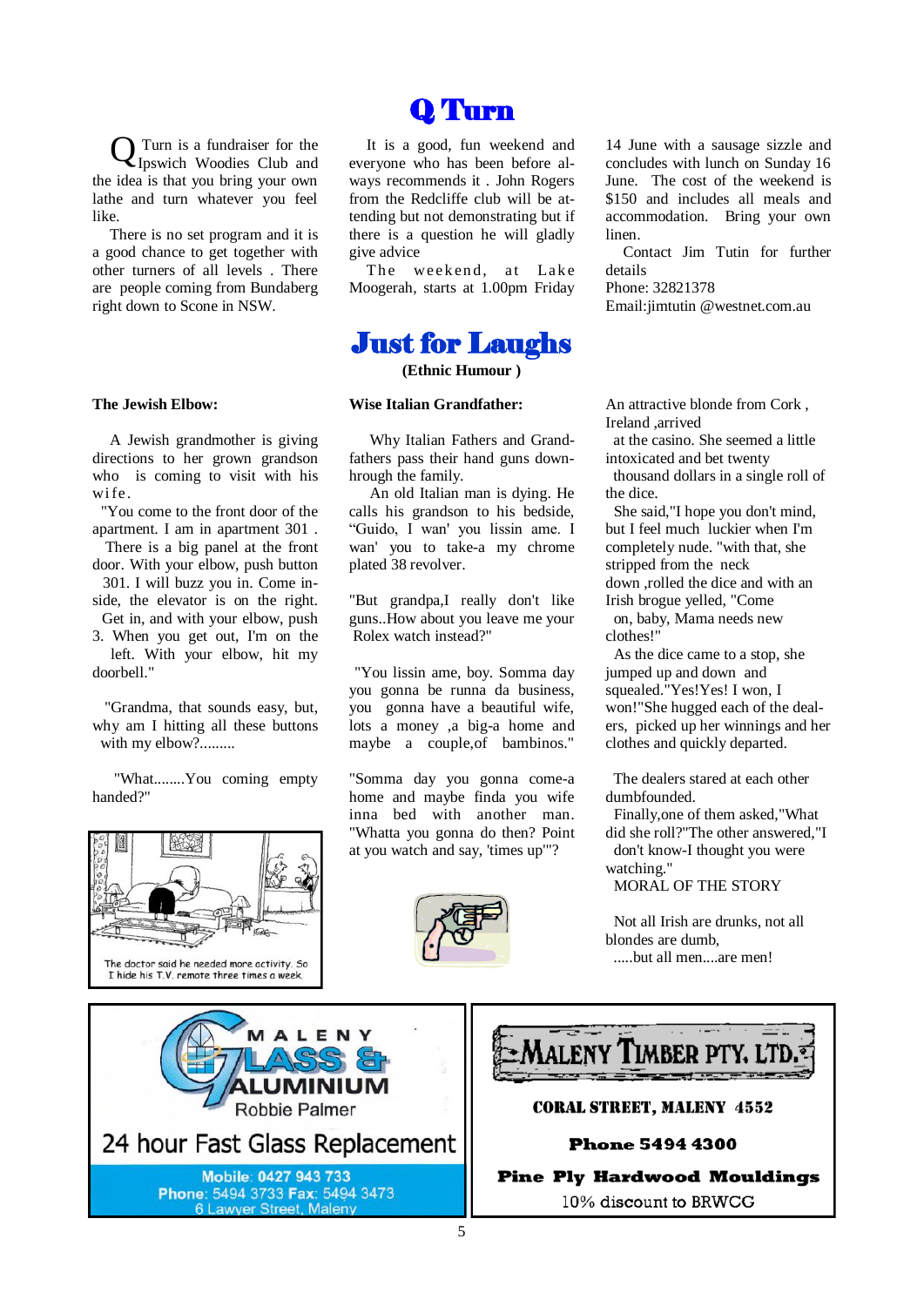# Q Turn

Q Turn is a fundraiser for the Ipswich Woodies Club and the idea is that you bring your own lathe and turn whatever you feel like.

There is no set program and it is a good chance to get together with other turners of all levels . There are people coming from Bundaberg right down to Scone in NSW.

It is a good, fun weekend and everyone who has been before always recommends it . John Rogers from the Redcliffe club will be attending but not demonstrating but if there is a question he will gladly give advice

The weekend, at Lake Moogerah, starts at 1.00pm Friday 14 June with a sausage sizzle and concludes with lunch on Sunday 16 June. The cost of the weekend is $150 and includes all meals and accommodation. Bring your own linen.

Contact Jim Tutin for further details
Phone: 32821378
Email:jimtutin @westnet.com.au

# Just for Laughs

**(Ethnic Humour )**

**The Jewish Elbow:**

A Jewish grandmother is giving directions to her grown grandson who is coming to visit with his wife.

"You come to the front door of the apartment. I am in apartment 301 . There is a big panel at the front door. With your elbow, push button 301. I will buzz you in. Come inside, the elevator is on the right. Get in, and with your elbow, push 3. When you get out, I'm on the left. With your elbow, hit my doorbell."

"Grandma, that sounds easy, but, why am I hitting all these buttons with my elbow?.........

"What........You coming empty handed?"

The doctor said he needed more activity. So I hide his T.V. remote three times a week.

**Wise Italian Grandfather:**

Why Italian Fathers and Grandfathers pass their hand guns downhrough the family.

An old Italian man is dying. He calls his grandson to his bedside, "Guido, I wan' you lissin ame. I wan' you to take-a my chrome plated 38 revolver.

"But grandpa,I really don't like guns..How about you leave me your Rolex watch instead?"

"You lissin ame, boy. Somma day you gonna be runna da business, you gonna have a beautiful wife, lots a money ,a big-a home and maybe a couple,of bambinos."

"Somma day you gonna come-a home and maybe finda you wife inna bed with another man. "Whatta you gonna do then? Point at you watch and say, 'times up'"?

An attractive blonde from Cork , Ireland ,arrived at the casino. She seemed a little intoxicated and bet twenty thousand dollars in a single roll of the dice.

She said,"I hope you don't mind, but I feel much luckier when I'm completely nude. "with that, she stripped from the neck down ,rolled the dice and with an Irish brogue yelled, "Come on, baby, Mama needs new clothes!"

As the dice came to a stop, she jumped up and down and squealed."Yes!Yes! I won, I won!"She hugged each of the dealers, picked up her winnings and her clothes and quickly departed.

The dealers stared at each other dumbfounded.

Finally,one of them asked,"What did she roll?"The other answered,"I don't know-I thought you were watching."

MORAL OF THE STORY

Not all Irish are drunks, not all blondes are dumb,
.....but all men....are men!

---

**MALENY GLASS & ALUMINIUM**
Robbie Palmer
24 hour Fast Glass Replacement
Mobile: 0427 943 733
Phone: 5494 3733 Fax: 5494 3473
6 Lawyer Street, Maleny

**MALENY TIMBER PTY. LTD.**
CORAL STREET, MALENY 4552
Phone 5494 4300
Pine Ply Hardwood Mouldings
10% discount to BRWCG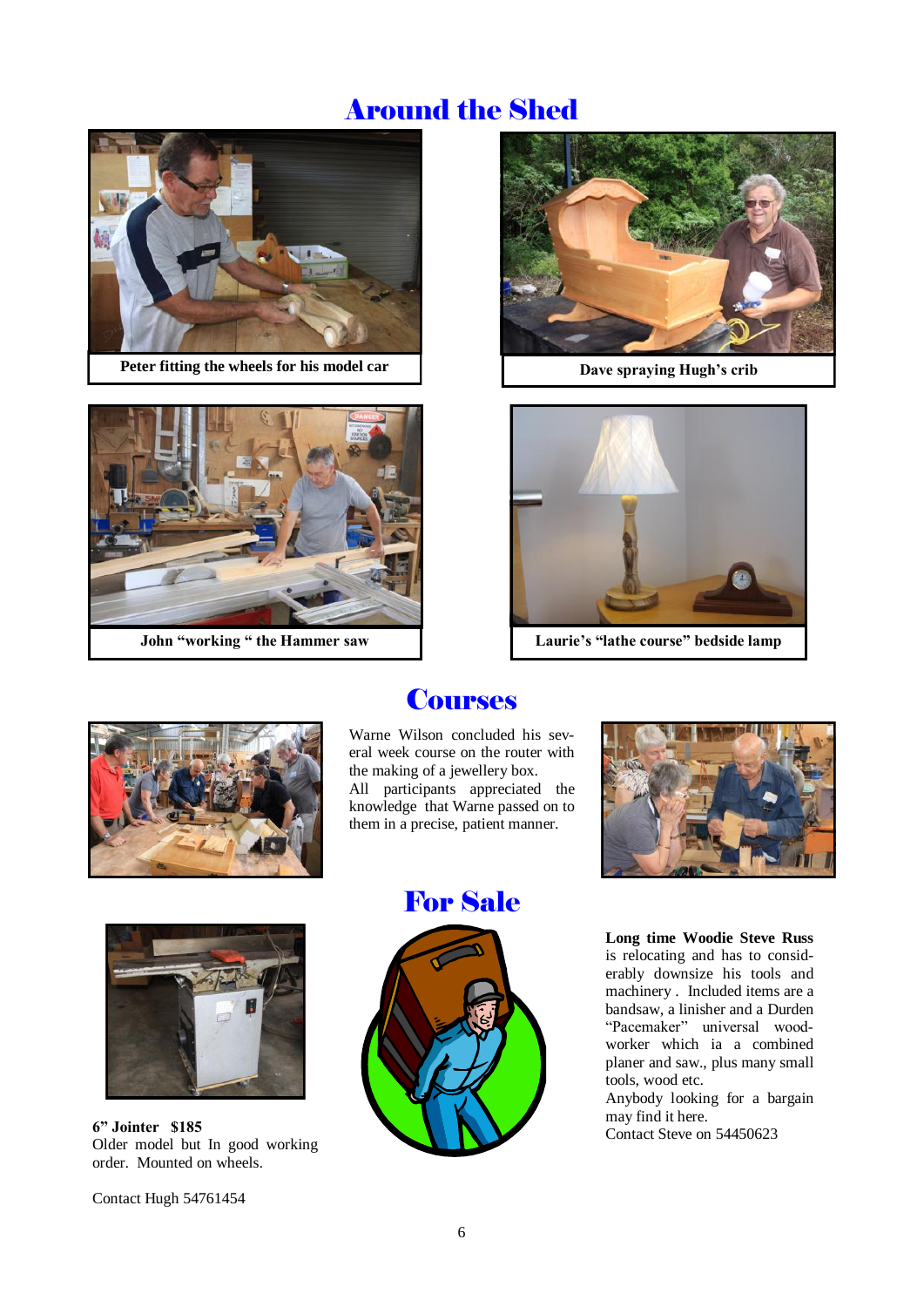# Around the Shed

Peter fitting the wheels for his model car

Dave spraying Hugh's crib

John "working " the Hammer saw

Laurie's "lathe course" bedside lamp

# Courses

Warne Wilson concluded his several week course on the router with the making of a jewellery box.
All participants appreciated the knowledge that Warne passed on to them in a precise, patient manner.

# For Sale

**6" Jointer $185**
Older model but In good working order. Mounted on wheels.

Contact Hugh 54761454

**Long time Woodie Steve Russ** is relocating and has to considerably downsize his tools and machinery . Included items are a bandsaw, a linisher and a Durden "Pacemaker" universal woodworker which ia a combined planer and saw., plus many small tools, wood etc.
Anybody looking for a bargain may find it here.
Contact Steve on 54450623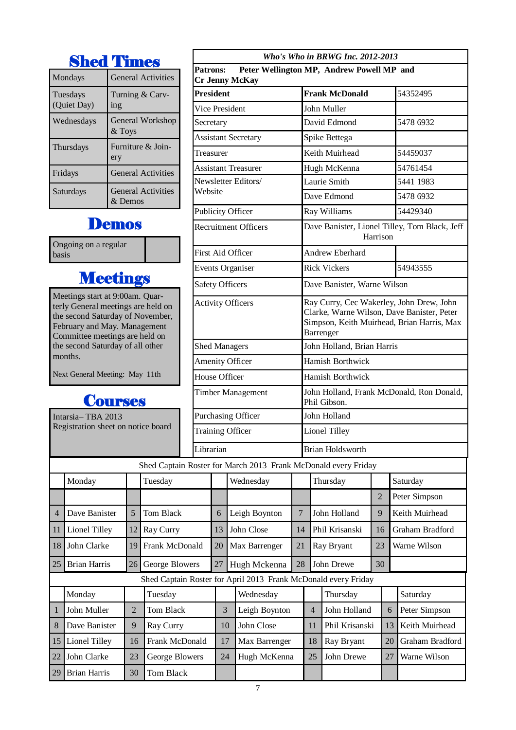# Shed Times

| | |
|---|---|
| Mondays | General Activities |
| Tuesdays (Quiet Day) | Turning & Carving |
| Wednesdays | General Workshop & Toys |
| Thursdays | Furniture & Joinery |
| Fridays | General Activities |
| Saturdays | General Activities & Demos |

# Demos

Ongoing on a regular basis

# Meetings

Meetings start at 9:00am. Quarterly General meetings are held on the second Saturday of November, February and May. Management Committee meetings are held on the second Saturday of all other months.

Next General Meeting: May 11th

# Courses

Intarsia– TBA 2013
Registration sheet on notice board

## *Who's Who in BRWG Inc. 2012-2013*

**Patrons: Peter Wellington MP, Andrew Powell MP and Cr Jenny McKay**

| | | |
|---|---|---|
| **President** | **Frank McDonald** | 54352495 |
| Vice President | John Muller | |
| Secretary | David Edmond | 5478 6932 |
| Assistant Secretary | Spike Bettega | |
| Treasurer | Keith Muirhead | 54459037 |
| Assistant Treasurer | Hugh McKenna | 54761454 |
| Newsletter Editors/ Website | Laurie Smith | 5441 1983 |
| | Dave Edmond | 5478 6932 |
| Publicity Officer | Ray Williams | 54429340 |
| Recruitment Officers | Dave Banister, Lionel Tilley, Tom Black, Jeff Harrison | |
| First Aid Officer | Andrew Eberhard | |
| Events Organiser | Rick Vickers | 54943555 |
| Safety Officers | Dave Banister, Warne Wilson | |
| Activity Officers | Ray Curry, Cec Wakerley, John Drew, John Clarke, Warne Wilson, Dave Banister, Peter Simpson, Keith Muirhead, Brian Harris, Max Barrenger | |
| Shed Managers | John Holland, Brian Harris | |
| Amenity Officer | Hamish Borthwick | |
| House Officer | Hamish Borthwick | |
| Timber Management | John Holland, Frank McDonald, Ron Donald, Phil Gibson. | |
| Purchasing Officer | John Holland | |
| Training Officer | Lionel Tilley | |
| Librarian | Brian Holdsworth | |

Shed Captain Roster for March 2013 Frank McDonald every Friday

| | Monday | | Tuesday | | Wednesday | | Thursday | | Saturday |
|---|---|---|---|---|---|---|---|---|---|
| | | | | | | | | 2 | Peter Simpson |
| 4 | Dave Banister | 5 | Tom Black | 6 | Leigh Boynton | 7 | John Holland | 9 | Keith Muirhead |
| 11 | Lionel Tilley | 12 | Ray Curry | 13 | John Close | 14 | Phil Krisanski | 16 | Graham Bradford |
| 18 | John Clarke | 19 | Frank McDonald | 20 | Max Barrenger | 21 | Ray Bryant | 23 | Warne Wilson |
| 25 | Brian Harris | 26 | George Blowers | 27 | Hugh Mckenna | 28 | John Drewe | 30 | |

Shed Captain Roster for April 2013 Frank McDonald every Friday

| | Monday | | Tuesday | | Wednesday | | Thursday | | Saturday |
|---|---|---|---|---|---|---|---|---|---|
| 1 | John Muller | 2 | Tom Black | 3 | Leigh Boynton | 4 | John Holland | 6 | Peter Simpson |
| 8 | Dave Banister | 9 | Ray Curry | 10 | John Close | 11 | Phil Krisanski | 13 | Keith Muirhead |
| 15 | Lionel Tilley | 16 | Frank McDonald | 17 | Max Barrenger | 18 | Ray Bryant | 20 | Graham Bradford |
| 22 | John Clarke | 23 | George Blowers | 24 | Hugh McKenna | 25 | John Drewe | 27 | Warne Wilson |
| 29 | Brian Harris | 30 | Tom Black | | | | | | |